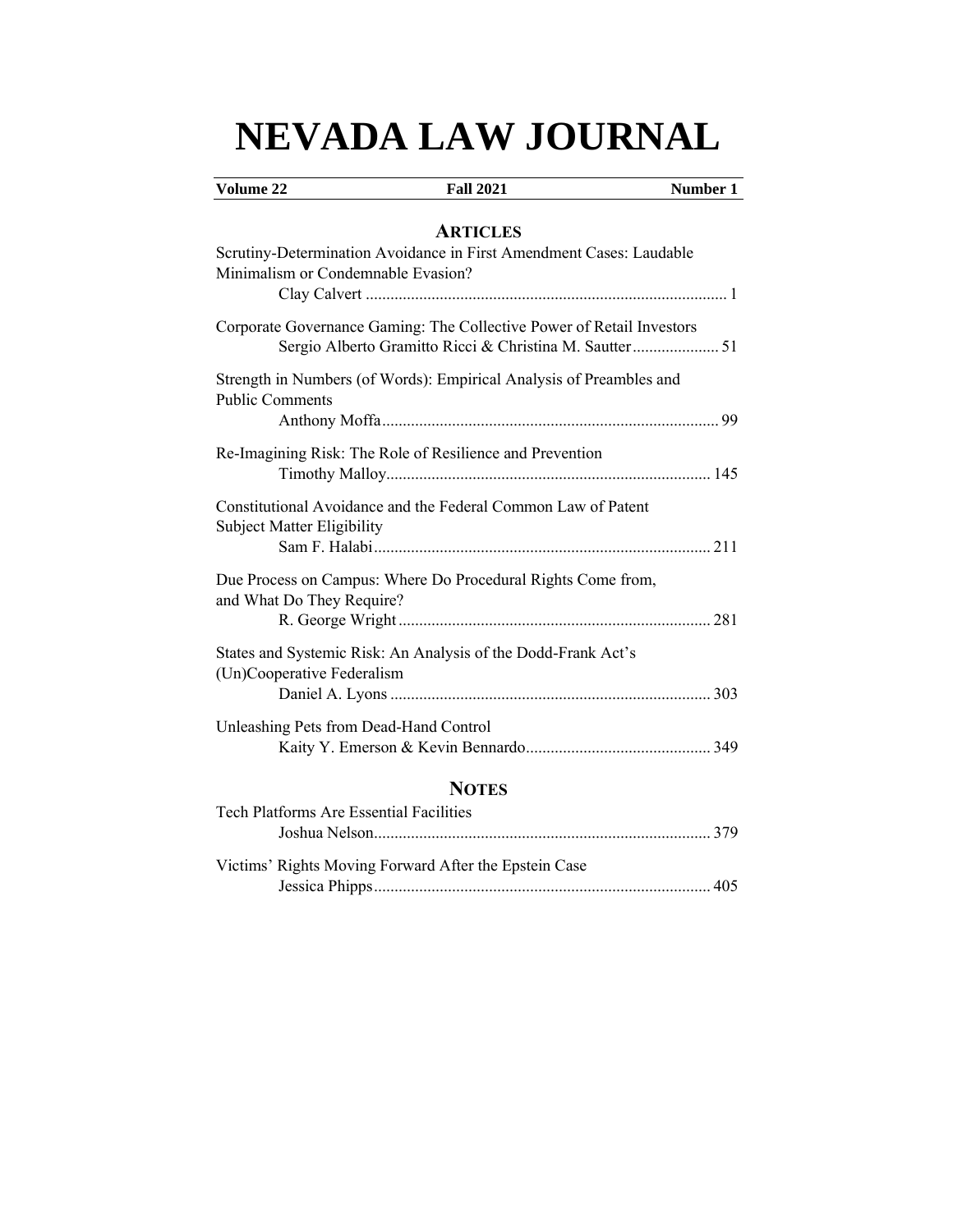# NEVADA LAW JOURNAL

| Volume 22 | Fall 2021 | Number 1 |
|---|---|---|

## ARTICLES

Scrutiny-Determination Avoidance in First Amendment Cases: Laudable Minimalism or Condemnable Evasion?
Clay Calvert ........................................................................................ 1

Corporate Governance Gaming: The Collective Power of Retail Investors
Sergio Alberto Gramitto Ricci & Christina M. Sautter..................... 51

Strength in Numbers (of Words): Empirical Analysis of Preambles and Public Comments
Anthony Moffa.................................................................................. 99

Re-Imagining Risk: The Role of Resilience and Prevention
Timothy Malloy............................................................................... 145

Constitutional Avoidance and the Federal Common Law of Patent Subject Matter Eligibility
Sam F. Halabi.................................................................................. 211

Due Process on Campus: Where Do Procedural Rights Come from, and What Do They Require?
R. George Wright............................................................................ 281

States and Systemic Risk: An Analysis of the Dodd-Frank Act's (Un)Cooperative Federalism
Daniel A. Lyons .............................................................................. 303

Unleashing Pets from Dead-Hand Control
Kaity Y. Emerson & Kevin Bennardo............................................. 349

## NOTES

Tech Platforms Are Essential Facilities
Joshua Nelson.................................................................................. 379

Victims' Rights Moving Forward After the Epstein Case
Jessica Phipps.................................................................................. 405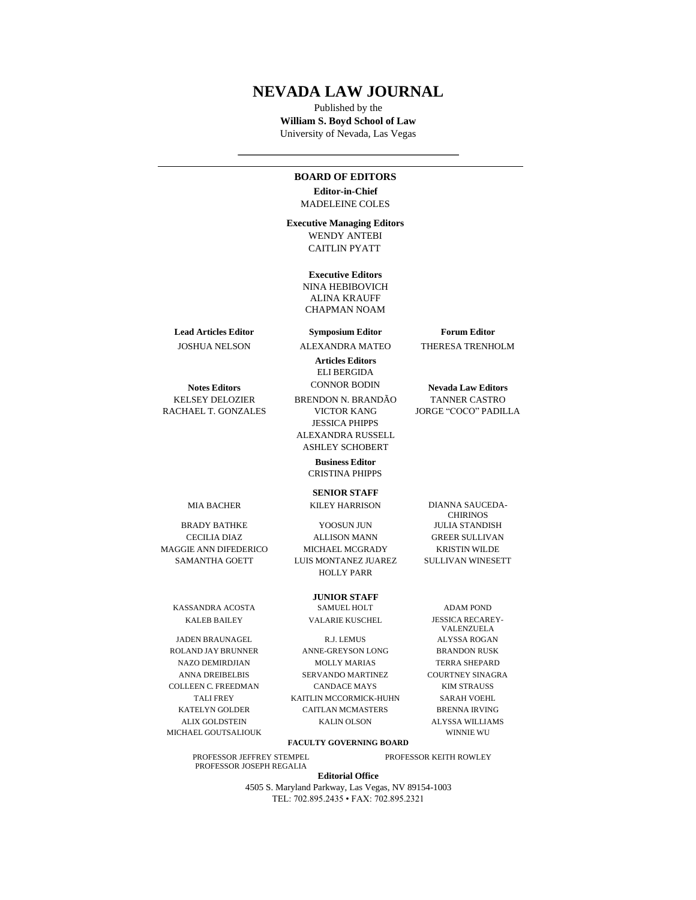# NEVADA LAW JOURNAL

Published by the
**William S. Boyd School of Law**
University of Nevada, Las Vegas

---

## BOARD OF EDITORS

**Editor-in-Chief**
MADELEINE COLES

**Executive Managing Editors**
WENDY ANTEBI
CAITLIN PYATT

**Executive Editors**
NINA HEBIBOVICH
ALINA KRAUFF
CHAPMAN NOAM

**Lead Articles Editor**
JOSHUA NELSON

**Symposium Editor**
ALEXANDRA MATEO

**Forum Editor**
THERESA TRENHOLM

**Articles Editors**
ELI BERGIDA
CONNOR BODIN
BRENDON N. BRANDÃO
VICTOR KANG
JESSICA PHIPPS
ALEXANDRA RUSSELL
ASHLEY SCHOBERT

**Notes Editors**
KELSEY DELOZIER
RACHAEL T. GONZALES

**Nevada Law Editors**
TANNER CASTRO
JORGE "COCO" PADILLA

**Business Editor**
CRISTINA PHIPPS

**SENIOR STAFF**

MIA BACHER
BRADY BATHKE
CECILIA DIAZ
MAGGIE ANN DIFEDERICO
SAMANTHA GOETT
KILEY HARRISON
YOOSUN JUN
ALLISON MANN
MICHAEL MCGRADY
LUIS MONTANEZ JUAREZ
HOLLY PARR
DIANNA SAUCEDA-CHIRINOS
JULIA STANDISH
GREER SULLIVAN
KRISTIN WILDE
SULLIVAN WINESETT

**JUNIOR STAFF**

KASSANDRA ACOSTA
KALEB BAILEY
JADEN BRAUNAGEL
ROLAND JAY BRUNNER
NAZO DEMIRDJIAN
ANNA DREIBELBIS
COLLEEN C. FREEDMAN
TALI FREY
KATELYN GOLDER
ALIX GOLDSTEIN
MICHAEL GOUTSALIOUK
SAMUEL HOLT
VALARIE KUSCHEL
R.J. LEMUS
ANNE-GREYSON LONG
MOLLY MARIAS
SERVANDO MARTINEZ
CANDACE MAYS
KAITLIN MCCORMICK-HUHN
CAITLAN MCMASTERS
KALIN OLSON
ADAM POND
JESSICA RECAREY-VALENZUELA
ALYSSA ROGAN
BRANDON RUSK
TERRA SHEPARD
COURTNEY SINAGRA
KIM STRAUSS
SARAH VOEHL
BRENNA IRVING
ALYSSA WILLIAMS
WINNIE WU

**FACULTY GOVERNING BOARD**

PROFESSOR JEFFREY STEMPEL
PROFESSOR JOSEPH REGALIA
PROFESSOR KEITH ROWLEY

**Editorial Office**
4505 S. Maryland Parkway, Las Vegas, NV 89154-1003
TEL: 702.895.2435 • FAX: 702.895.2321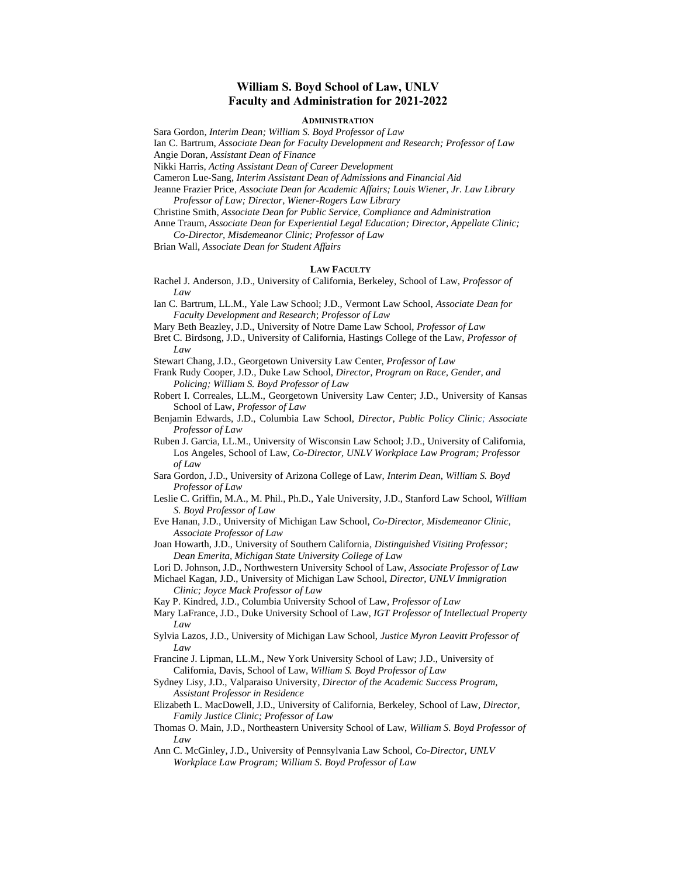# William S. Boyd School of Law, UNLV
# Faculty and Administration for 2021-2022

## Administration

Sara Gordon, *Interim Dean; William S. Boyd Professor of Law*
Ian C. Bartrum, *Associate Dean for Faculty Development and Research; Professor of Law*
Angie Doran, *Assistant Dean of Finance*
Nikki Harris, *Acting Assistant Dean of Career Development*
Cameron Lue-Sang, *Interim Assistant Dean of Admissions and Financial Aid*
Jeanne Frazier Price, *Associate Dean for Academic Affairs; Louis Wiener, Jr. Law Library Professor of Law; Director, Wiener-Rogers Law Library*
Christine Smith, *Associate Dean for Public Service, Compliance and Administration*
Anne Traum, *Associate Dean for Experiential Legal Education; Director, Appellate Clinic; Co-Director, Misdemeanor Clinic; Professor of Law*
Brian Wall, *Associate Dean for Student Affairs*

## Law Faculty

Rachel J. Anderson, J.D., University of California, Berkeley, School of Law, *Professor of Law*
Ian C. Bartrum, LL.M., Yale Law School; J.D., Vermont Law School, *Associate Dean for Faculty Development and Research*; *Professor of Law*
Mary Beth Beazley, J.D., University of Notre Dame Law School, *Professor of Law*
Bret C. Birdsong, J.D., University of California, Hastings College of the Law, *Professor of Law*
Stewart Chang, J.D., Georgetown University Law Center, *Professor of Law*
Frank Rudy Cooper, J.D., Duke Law School, *Director, Program on Race, Gender, and Policing; William S. Boyd Professor of Law*
Robert I. Correales, LL.M., Georgetown University Law Center; J.D., University of Kansas School of Law, *Professor of Law*
Benjamin Edwards, J.D., Columbia Law School, *Director, Public Policy Clinic; Associate Professor of Law*
Ruben J. Garcia, LL.M., University of Wisconsin Law School; J.D., University of California, Los Angeles, School of Law, *Co-Director, UNLV Workplace Law Program; Professor of Law*
Sara Gordon, J.D., University of Arizona College of Law, *Interim Dean, William S. Boyd Professor of Law*
Leslie C. Griffin, M.A., M. Phil., Ph.D., Yale University, J.D., Stanford Law School, *William S. Boyd Professor of Law*
Eve Hanan, J.D., University of Michigan Law School, *Co-Director, Misdemeanor Clinic, Associate Professor of Law*
Joan Howarth, J.D., University of Southern California, *Distinguished Visiting Professor; Dean Emerita, Michigan State University College of Law*
Lori D. Johnson, J.D., Northwestern University School of Law, *Associate Professor of Law*
Michael Kagan, J.D., University of Michigan Law School, *Director, UNLV Immigration Clinic; Joyce Mack Professor of Law*
Kay P. Kindred, J.D., Columbia University School of Law, *Professor of Law*
Mary LaFrance, J.D., Duke University School of Law, *IGT Professor of Intellectual Property Law*
Sylvia Lazos, J.D., University of Michigan Law School, *Justice Myron Leavitt Professor of Law*
Francine J. Lipman, LL.M., New York University School of Law; J.D., University of California, Davis, School of Law, *William S. Boyd Professor of Law*
Sydney Lisy, J.D., Valparaiso University, *Director of the Academic Success Program, Assistant Professor in Residence*
Elizabeth L. MacDowell, J.D., University of California, Berkeley, School of Law, *Director, Family Justice Clinic; Professor of Law*
Thomas O. Main, J.D., Northeastern University School of Law, *William S. Boyd Professor of Law*
Ann C. McGinley, J.D., University of Pennsylvania Law School, *Co-Director, UNLV Workplace Law Program; William S. Boyd Professor of Law*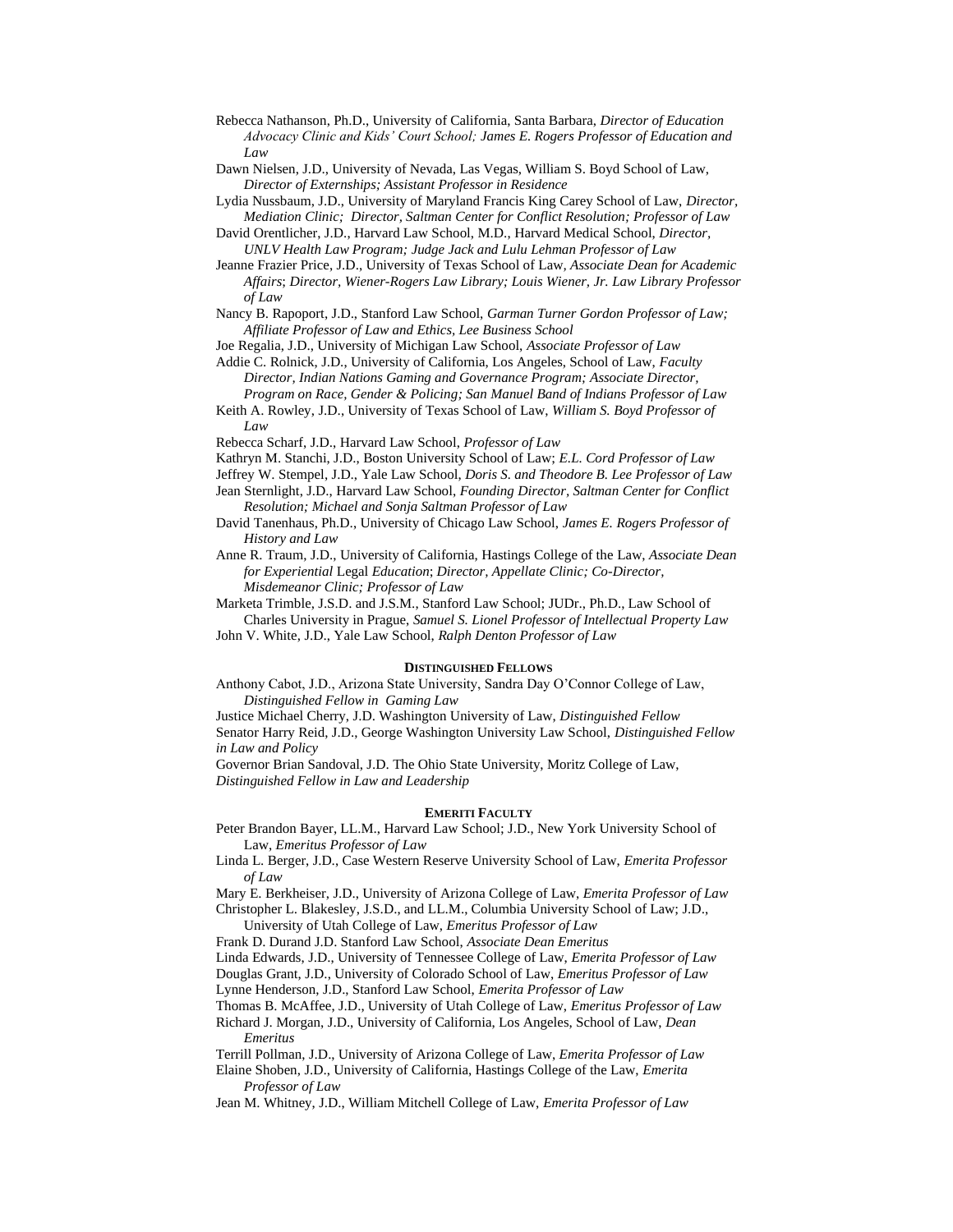Rebecca Nathanson, Ph.D., University of California, Santa Barbara, *Director of Education Advocacy Clinic and Kids' Court School; James E. Rogers Professor of Education and Law*

Dawn Nielsen, J.D., University of Nevada, Las Vegas, William S. Boyd School of Law, *Director of Externships; Assistant Professor in Residence*

Lydia Nussbaum, J.D., University of Maryland Francis King Carey School of Law, *Director, Mediation Clinic; Director, Saltman Center for Conflict Resolution; Professor of Law*

David Orentlicher, J.D., Harvard Law School, M.D., Harvard Medical School, *Director, UNLV Health Law Program; Judge Jack and Lulu Lehman Professor of Law*

Jeanne Frazier Price, J.D., University of Texas School of Law, *Associate Dean for Academic Affairs*; *Director, Wiener-Rogers Law Library; Louis Wiener, Jr. Law Library Professor of Law*

Nancy B. Rapoport, J.D., Stanford Law School, *Garman Turner Gordon Professor of Law; Affiliate Professor of Law and Ethics, Lee Business School*

Joe Regalia, J.D., University of Michigan Law School, *Associate Professor of Law*

Addie C. Rolnick, J.D., University of California, Los Angeles, School of Law, *Faculty Director, Indian Nations Gaming and Governance Program; Associate Director, Program on Race, Gender & Policing; San Manuel Band of Indians Professor of Law*

Keith A. Rowley, J.D., University of Texas School of Law, *William S. Boyd Professor of Law*

Rebecca Scharf, J.D., Harvard Law School, *Professor of Law*

Kathryn M. Stanchi, J.D., Boston University School of Law; *E.L. Cord Professor of Law*

Jeffrey W. Stempel, J.D., Yale Law School, *Doris S. and Theodore B. Lee Professor of Law*

Jean Sternlight, J.D., Harvard Law School, *Founding Director, Saltman Center for Conflict Resolution; Michael and Sonja Saltman Professor of Law*

David Tanenhaus, Ph.D., University of Chicago Law School, *James E. Rogers Professor of History and Law*

Anne R. Traum, J.D., University of California, Hastings College of the Law, *Associate Dean for Experiential* Legal *Education*; *Director, Appellate Clinic; Co-Director, Misdemeanor Clinic; Professor of Law*

Marketa Trimble, J.S.D. and J.S.M., Stanford Law School; JUDr., Ph.D., Law School of Charles University in Prague, *Samuel S. Lionel Professor of Intellectual Property Law*

John V. White, J.D., Yale Law School, *Ralph Denton Professor of Law*

## Distinguished Fellows

Anthony Cabot, J.D., Arizona State University, Sandra Day O'Connor College of Law, *Distinguished Fellow in Gaming Law*

Justice Michael Cherry, J.D. Washington University of Law, *Distinguished Fellow*

Senator Harry Reid, J.D., George Washington University Law School, *Distinguished Fellow in Law and Policy*

Governor Brian Sandoval, J.D. The Ohio State University, Moritz College of Law, *Distinguished Fellow in Law and Leadership*

## Emeriti Faculty

Peter Brandon Bayer, LL.M., Harvard Law School; J.D., New York University School of Law, *Emeritus Professor of Law*

Linda L. Berger, J.D., Case Western Reserve University School of Law, *Emerita Professor of Law*

Mary E. Berkheiser, J.D., University of Arizona College of Law, *Emerita Professor of Law*

Christopher L. Blakesley, J.S.D., and LL.M., Columbia University School of Law; J.D., University of Utah College of Law, *Emeritus Professor of Law*

Frank D. Durand J.D. Stanford Law School, *Associate Dean Emeritus*

Linda Edwards, J.D., University of Tennessee College of Law, *Emerita Professor of Law*

Douglas Grant, J.D., University of Colorado School of Law, *Emeritus Professor of Law*

Lynne Henderson, J.D., Stanford Law School, *Emerita Professor of Law*

Thomas B. McAffee, J.D., University of Utah College of Law, *Emeritus Professor of Law*

Richard J. Morgan, J.D., University of California, Los Angeles, School of Law, *Dean Emeritus*

Terrill Pollman, J.D., University of Arizona College of Law, *Emerita Professor of Law*

Elaine Shoben, J.D., University of California, Hastings College of the Law, *Emerita Professor of Law*

Jean M. Whitney, J.D., William Mitchell College of Law, *Emerita Professor of Law*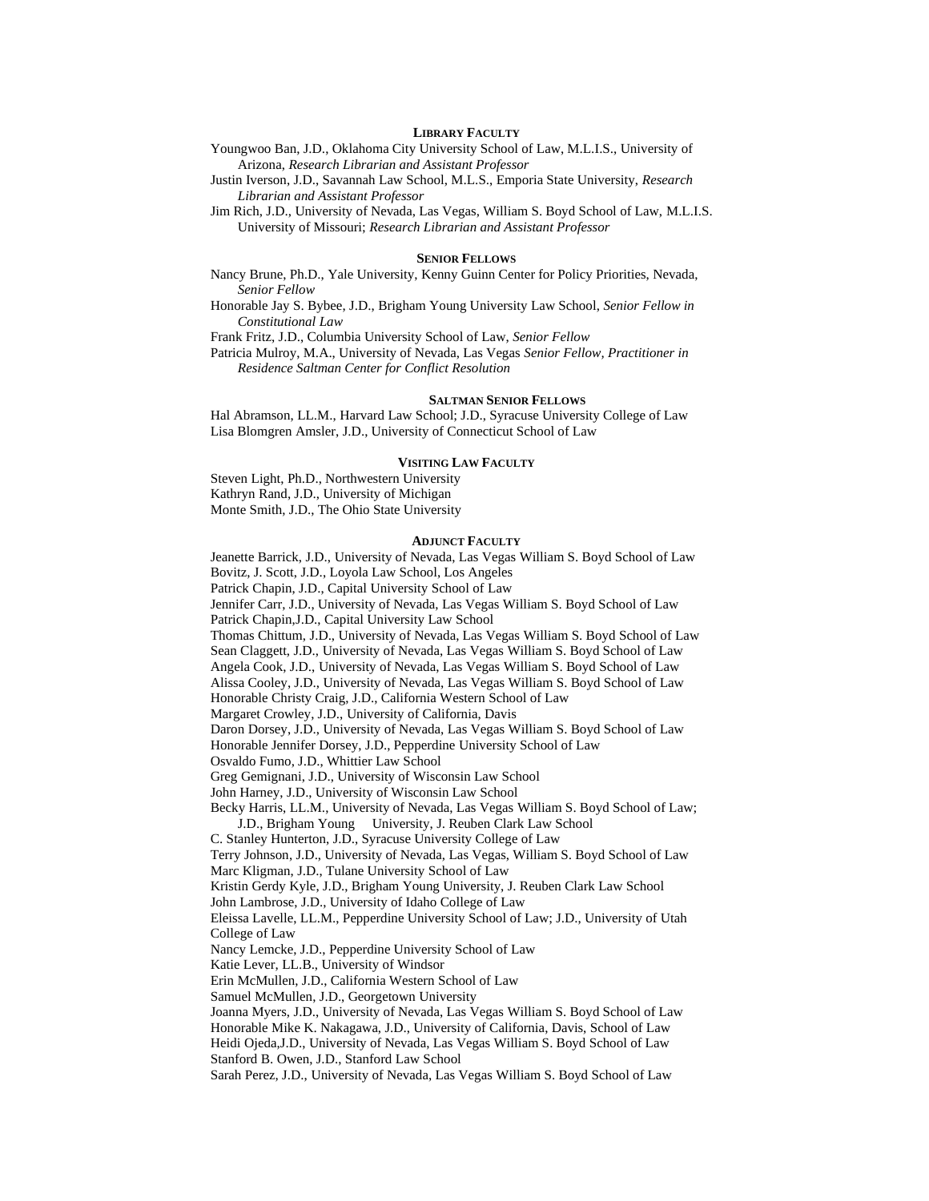### LIBRARY FACULTY

Youngwoo Ban, J.D., Oklahoma City University School of Law, M.L.I.S., University of Arizona, *Research Librarian and Assistant Professor*

Justin Iverson, J.D., Savannah Law School, M.L.S., Emporia State University, *Research Librarian and Assistant Professor*

Jim Rich, J.D., University of Nevada, Las Vegas, William S. Boyd School of Law, M.L.I.S. University of Missouri; *Research Librarian and Assistant Professor*

### SENIOR FELLOWS

Nancy Brune, Ph.D., Yale University, Kenny Guinn Center for Policy Priorities, Nevada, *Senior Fellow*

Honorable Jay S. Bybee, J.D., Brigham Young University Law School, *Senior Fellow in Constitutional Law*

Frank Fritz, J.D., Columbia University School of Law, *Senior Fellow*

Patricia Mulroy, M.A., University of Nevada, Las Vegas *Senior Fellow, Practitioner in Residence Saltman Center for Conflict Resolution*

### SALTMAN SENIOR FELLOWS

Hal Abramson, LL.M., Harvard Law School; J.D., Syracuse University College of Law

Lisa Blomgren Amsler, J.D., University of Connecticut School of Law

### VISITING LAW FACULTY

Steven Light, Ph.D., Northwestern University

Kathryn Rand, J.D., University of Michigan

Monte Smith, J.D., The Ohio State University

### ADJUNCT FACULTY

Jeanette Barrick, J.D., University of Nevada, Las Vegas William S. Boyd School of Law

Bovitz, J. Scott, J.D., Loyola Law School, Los Angeles

Patrick Chapin, J.D., Capital University School of Law

Jennifer Carr, J.D., University of Nevada, Las Vegas William S. Boyd School of Law

Patrick Chapin,J.D., Capital University Law School

Thomas Chittum, J.D., University of Nevada, Las Vegas William S. Boyd School of Law

Sean Claggett, J.D., University of Nevada, Las Vegas William S. Boyd School of Law

Angela Cook, J.D., University of Nevada, Las Vegas William S. Boyd School of Law

Alissa Cooley, J.D., University of Nevada, Las Vegas William S. Boyd School of Law

Honorable Christy Craig, J.D., California Western School of Law

Margaret Crowley, J.D., University of California, Davis

Daron Dorsey, J.D., University of Nevada, Las Vegas William S. Boyd School of Law

Honorable Jennifer Dorsey, J.D., Pepperdine University School of Law

Osvaldo Fumo, J.D., Whittier Law School

Greg Gemignani, J.D., University of Wisconsin Law School

John Harney, J.D., University of Wisconsin Law School

Becky Harris, LL.M., University of Nevada, Las Vegas William S. Boyd School of Law; J.D., Brigham Young University, J. Reuben Clark Law School

C. Stanley Hunterton, J.D., Syracuse University College of Law

Terry Johnson, J.D., University of Nevada, Las Vegas, William S. Boyd School of Law

Marc Kligman, J.D., Tulane University School of Law

Kristin Gerdy Kyle, J.D., Brigham Young University, J. Reuben Clark Law School

John Lambrose, J.D., University of Idaho College of Law

Eleissa Lavelle, LL.M., Pepperdine University School of Law; J.D., University of Utah College of Law

Nancy Lemcke, J.D., Pepperdine University School of Law

Katie Lever, LL.B., University of Windsor

Erin McMullen, J.D., California Western School of Law

Samuel McMullen, J.D., Georgetown University

Joanna Myers, J.D., University of Nevada, Las Vegas William S. Boyd School of Law

Honorable Mike K. Nakagawa, J.D., University of California, Davis, School of Law

Heidi Ojeda,J.D., University of Nevada, Las Vegas William S. Boyd School of Law

Stanford B. Owen, J.D., Stanford Law School

Sarah Perez, J.D., University of Nevada, Las Vegas William S. Boyd School of Law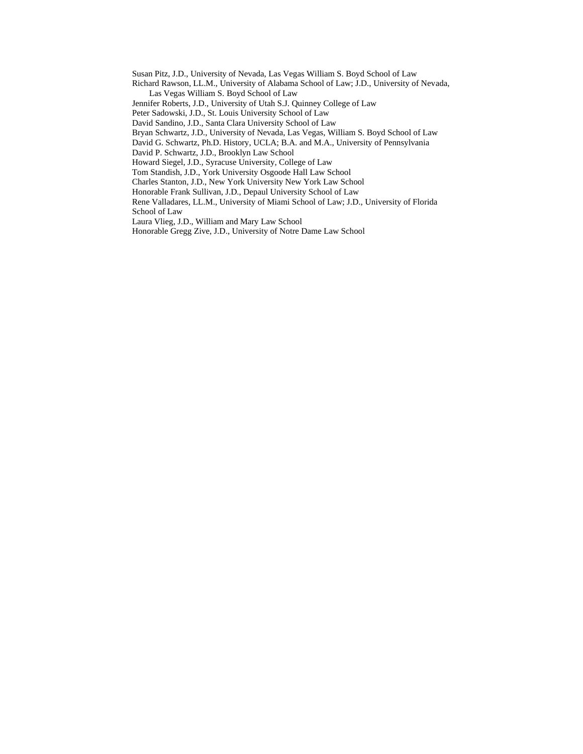Susan Pitz, J.D., University of Nevada, Las Vegas William S. Boyd School of Law
Richard Rawson, LL.M., University of Alabama School of Law; J.D., University of Nevada, Las Vegas William S. Boyd School of Law
Jennifer Roberts, J.D., University of Utah S.J. Quinney College of Law
Peter Sadowski, J.D., St. Louis University School of Law
David Sandino, J.D., Santa Clara University School of Law
Bryan Schwartz, J.D., University of Nevada, Las Vegas, William S. Boyd School of Law
David G. Schwartz, Ph.D. History, UCLA; B.A. and M.A., University of Pennsylvania
David P. Schwartz, J.D., Brooklyn Law School
Howard Siegel, J.D., Syracuse University, College of Law
Tom Standish, J.D., York University Osgoode Hall Law School
Charles Stanton, J.D., New York University New York Law School
Honorable Frank Sullivan, J.D., Depaul University School of Law
Rene Valladares, LL.M., University of Miami School of Law; J.D., University of Florida School of Law
Laura Vlieg, J.D., William and Mary Law School
Honorable Gregg Zive, J.D., University of Notre Dame Law School